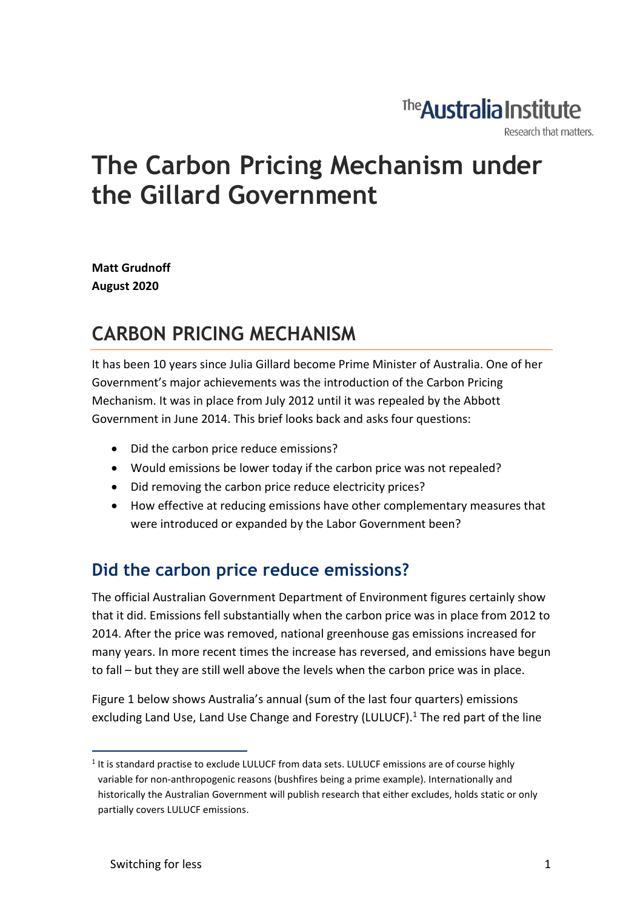# The Carbon Pricing Mechanism under the Gillard Government

**Matt Grudnoff**
**August 2020**

## CARBON PRICING MECHANISM

It has been 10 years since Julia Gillard become Prime Minister of Australia. One of her Government's major achievements was the introduction of the Carbon Pricing Mechanism. It was in place from July 2012 until it was repealed by the Abbott Government in June 2014. This brief looks back and asks four questions:

- Did the carbon price reduce emissions?
- Would emissions be lower today if the carbon price was not repealed?
- Did removing the carbon price reduce electricity prices?
- How effective at reducing emissions have other complementary measures that were introduced or expanded by the Labor Government been?

### Did the carbon price reduce emissions?

The official Australian Government Department of Environment figures certainly show that it did. Emissions fell substantially when the carbon price was in place from 2012 to 2014. After the price was removed, national greenhouse gas emissions increased for many years. In more recent times the increase has reversed, and emissions have begun to fall – but they are still well above the levels when the carbon price was in place.

Figure 1 below shows Australia's annual (sum of the last four quarters) emissions excluding Land Use, Land Use Change and Forestry (LULUCF).[1] The red part of the line

[1] It is standard practise to exclude LULUCF from data sets. LULUCF emissions are of course highly variable for non-anthropogenic reasons (bushfires being a prime example). Internationally and historically the Australian Government will publish research that either excludes, holds static or only partially covers LULUCF emissions.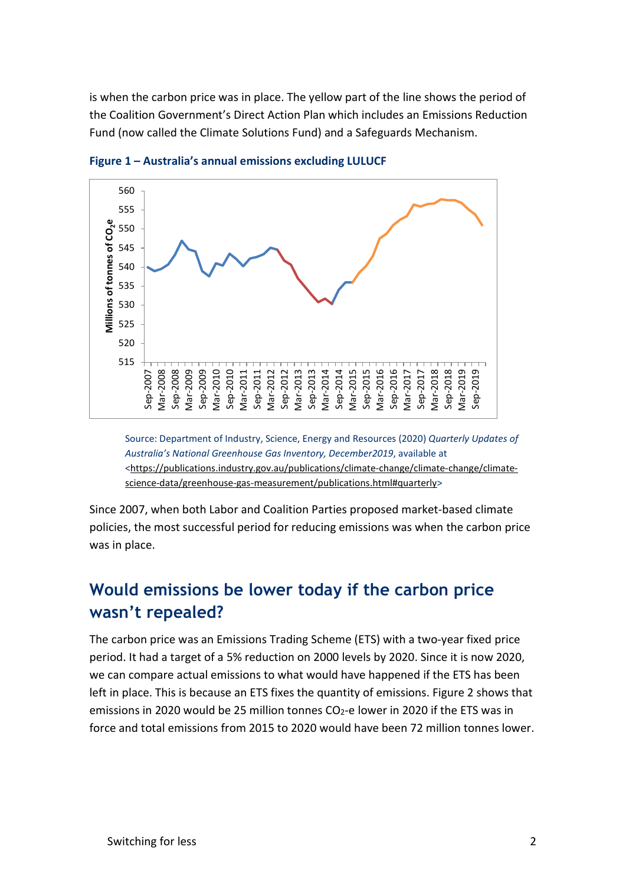is when the carbon price was in place. The yellow part of the line shows the period of the Coalition Government's Direct Action Plan which includes an Emissions Reduction Fund (now called the Climate Solutions Fund) and a Safeguards Mechanism.

**Figure 1 – Australia's annual emissions excluding LULUCF**

Source: Department of Industry, Science, Energy and Resources (2020) *Quarterly Updates of Australia's National Greenhouse Gas Inventory, December2019*, available at <https://publications.industry.gov.au/publications/climate-change/climate-change/climate-science-data/greenhouse-gas-measurement/publications.html#quarterly>

Since 2007, when both Labor and Coalition Parties proposed market-based climate policies, the most successful period for reducing emissions was when the carbon price was in place.

## Would emissions be lower today if the carbon price wasn't repealed?

The carbon price was an Emissions Trading Scheme (ETS) with a two-year fixed price period. It had a target of a 5% reduction on 2000 levels by 2020. Since it is now 2020, we can compare actual emissions to what would have happened if the ETS has been left in place. This is because an ETS fixes the quantity of emissions. Figure 2 shows that emissions in 2020 would be 25 million tonnes $CO_2$-e lower in 2020 if the ETS was in force and total emissions from 2015 to 2020 would have been 72 million tonnes lower.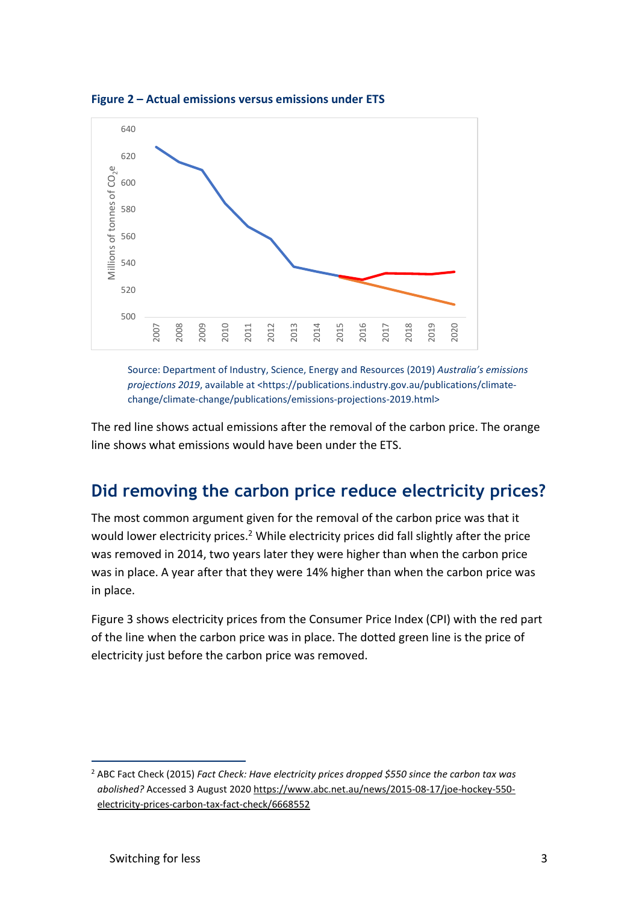**Figure 2 – Actual emissions versus emissions under ETS**

Source: Department of Industry, Science, Energy and Resources (2019) *Australia's emissions projections 2019*, available at <https://publications.industry.gov.au/publications/climate-change/climate-change/publications/emissions-projections-2019.html>

The red line shows actual emissions after the removal of the carbon price. The orange line shows what emissions would have been under the ETS.

## Did removing the carbon price reduce electricity prices?

The most common argument given for the removal of the carbon price was that it would lower electricity prices.[2] While electricity prices did fall slightly after the price was removed in 2014, two years later they were higher than when the carbon price was in place. A year after that they were 14% higher than when the carbon price was in place.

Figure 3 shows electricity prices from the Consumer Price Index (CPI) with the red part of the line when the carbon price was in place. The dotted green line is the price of electricity just before the carbon price was removed.

[2] ABC Fact Check (2015) *Fact Check: Have electricity prices dropped $550 since the carbon tax was abolished?* Accessed 3 August 2020 https://www.abc.net.au/news/2015-08-17/joe-hockey-550-electricity-prices-carbon-tax-fact-check/6668552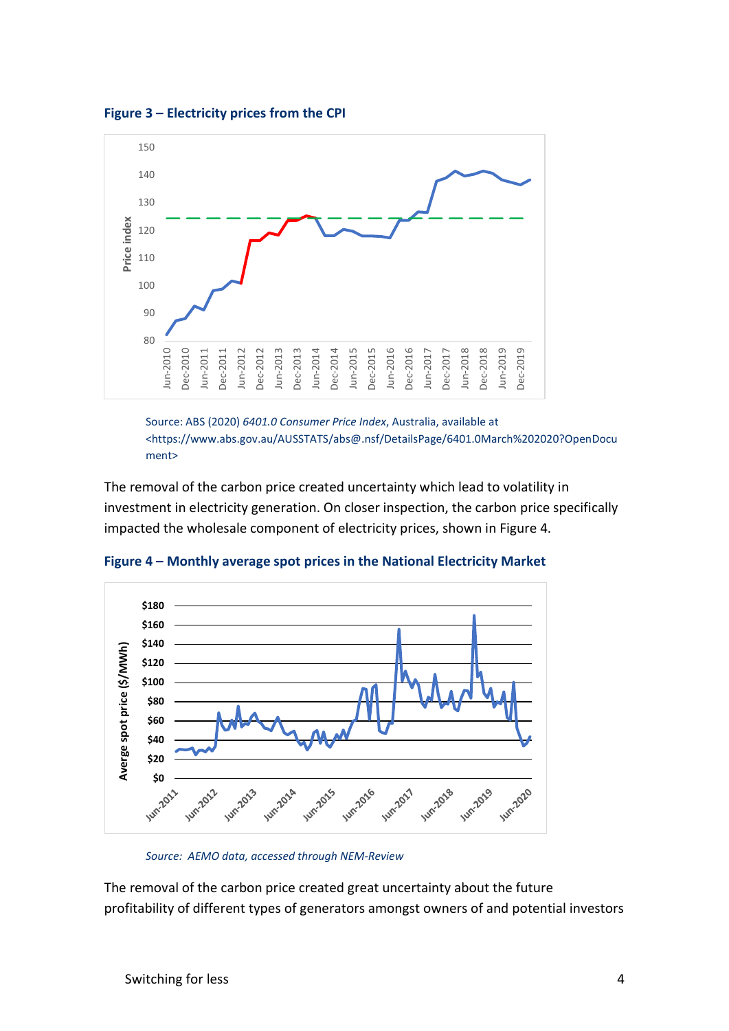**Figure 3 – Electricity prices from the CPI**

Source: ABS (2020) *6401.0 Consumer Price Index*, Australia, available at <https://www.abs.gov.au/AUSSTATS/abs@.nsf/DetailsPage/6401.0March%202020?OpenDocument>

The removal of the carbon price created uncertainty which lead to volatility in investment in electricity generation. On closer inspection, the carbon price specifically impacted the wholesale component of electricity prices, shown in Figure 4.

**Figure 4 – Monthly average spot prices in the National Electricity Market**

*Source: AEMO data, accessed through NEM-Review*

The removal of the carbon price created great uncertainty about the future profitability of different types of generators amongst owners of and potential investors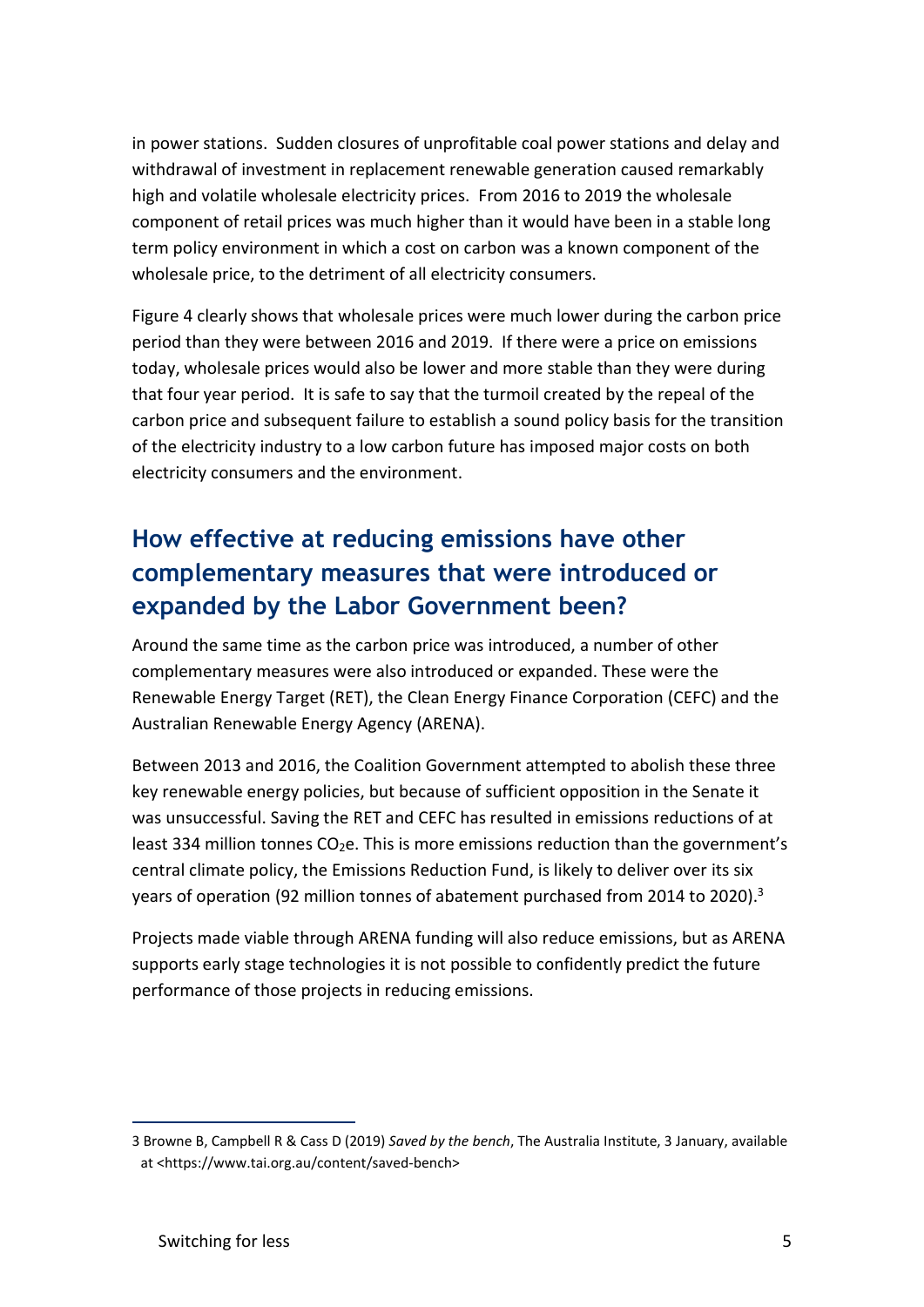in power stations. Sudden closures of unprofitable coal power stations and delay and withdrawal of investment in replacement renewable generation caused remarkably high and volatile wholesale electricity prices. From 2016 to 2019 the wholesale component of retail prices was much higher than it would have been in a stable long term policy environment in which a cost on carbon was a known component of the wholesale price, to the detriment of all electricity consumers.

Figure 4 clearly shows that wholesale prices were much lower during the carbon price period than they were between 2016 and 2019. If there were a price on emissions today, wholesale prices would also be lower and more stable than they were during that four year period. It is safe to say that the turmoil created by the repeal of the carbon price and subsequent failure to establish a sound policy basis for the transition of the electricity industry to a low carbon future has imposed major costs on both electricity consumers and the environment.

## How effective at reducing emissions have other complementary measures that were introduced or expanded by the Labor Government been?

Around the same time as the carbon price was introduced, a number of other complementary measures were also introduced or expanded. These were the Renewable Energy Target (RET), the Clean Energy Finance Corporation (CEFC) and the Australian Renewable Energy Agency (ARENA).

Between 2013 and 2016, the Coalition Government attempted to abolish these three key renewable energy policies, but because of sufficient opposition in the Senate it was unsuccessful. Saving the RET and CEFC has resulted in emissions reductions of at least 334 million tonnes $CO_2e$. This is more emissions reduction than the government's central climate policy, the Emissions Reduction Fund, is likely to deliver over its six years of operation (92 million tonnes of abatement purchased from 2014 to 2020).[3]

Projects made viable through ARENA funding will also reduce emissions, but as ARENA supports early stage technologies it is not possible to confidently predict the future performance of those projects in reducing emissions.

3 Browne B, Campbell R & Cass D (2019) *Saved by the bench*, The Australia Institute, 3 January, available at <https://www.tai.org.au/content/saved-bench>